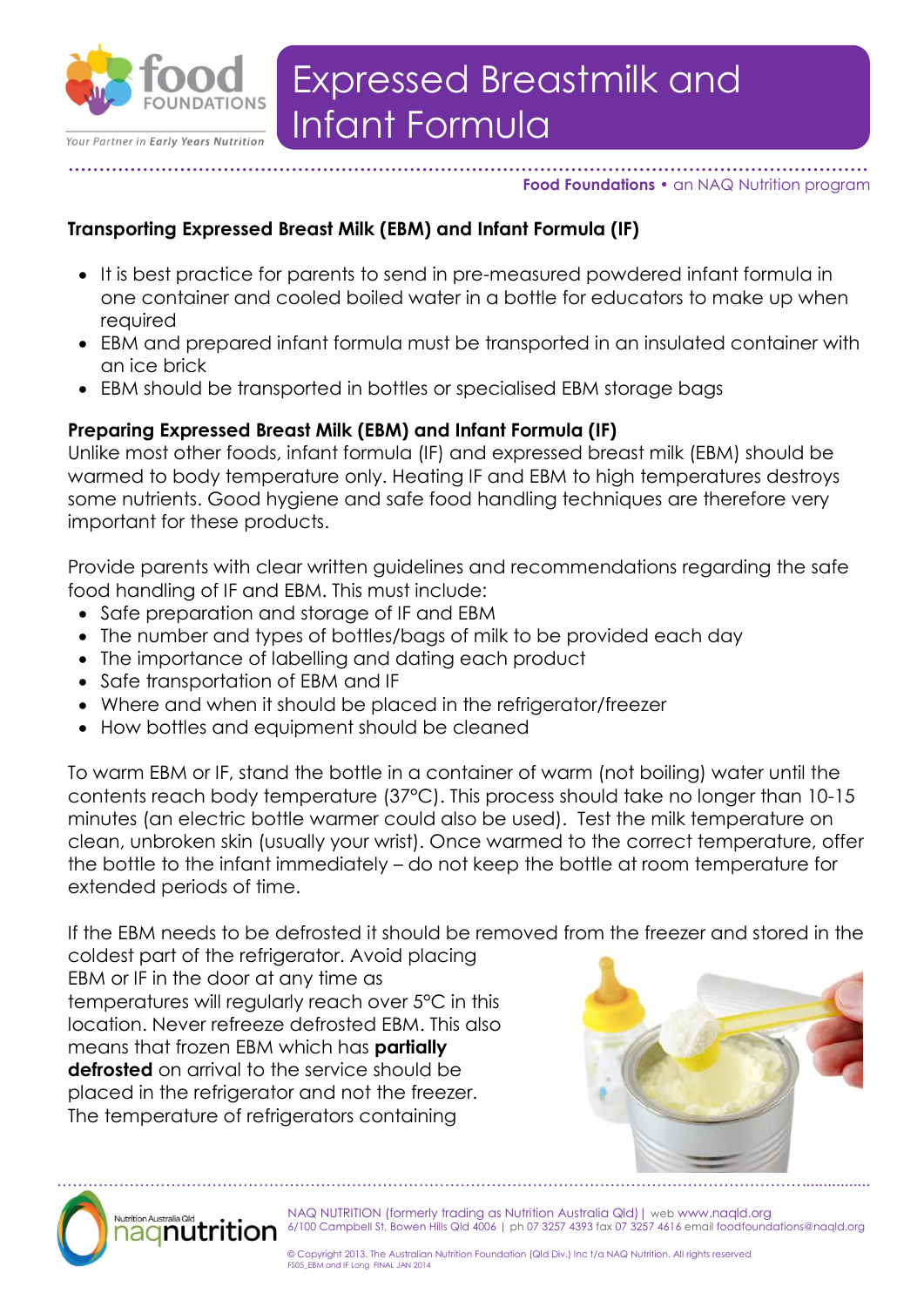# Expressed Breastmilk and Infant Formula

**Food Foundations** • an NAQ Nutrition program

**Transporting Expressed Breast Milk (EBM) and Infant Formula (IF)**

- It is best practice for parents to send in pre-measured powdered infant formula in one container and cooled boiled water in a bottle for educators to make up when required
- EBM and prepared infant formula must be transported in an insulated container with an ice brick
- EBM should be transported in bottles or specialised EBM storage bags

**Preparing Expressed Breast Milk (EBM) and Infant Formula (IF)**

Unlike most other foods, infant formula (IF) and expressed breast milk (EBM) should be warmed to body temperature only. Heating IF and EBM to high temperatures destroys some nutrients. Good hygiene and safe food handling techniques are therefore very important for these products.

Provide parents with clear written guidelines and recommendations regarding the safe food handling of IF and EBM. This must include:

- Safe preparation and storage of IF and EBM
- The number and types of bottles/bags of milk to be provided each day
- The importance of labelling and dating each product
- Safe transportation of EBM and IF
- Where and when it should be placed in the refrigerator/freezer
- How bottles and equipment should be cleaned

To warm EBM or IF, stand the bottle in a container of warm (not boiling) water until the contents reach body temperature (37°C). This process should take no longer than 10-15 minutes (an electric bottle warmer could also be used). Test the milk temperature on clean, unbroken skin (usually your wrist). Once warmed to the correct temperature, offer the bottle to the infant immediately – do not keep the bottle at room temperature for extended periods of time.

If the EBM needs to be defrosted it should be removed from the freezer and stored in the coldest part of the refrigerator. Avoid placing EBM or IF in the door at any time as temperatures will regularly reach over 5°C in this location. Never refreeze defrosted EBM. This also means that frozen EBM which has **partially defrosted** on arrival to the service should be placed in the refrigerator and not the freezer. The temperature of refrigerators containing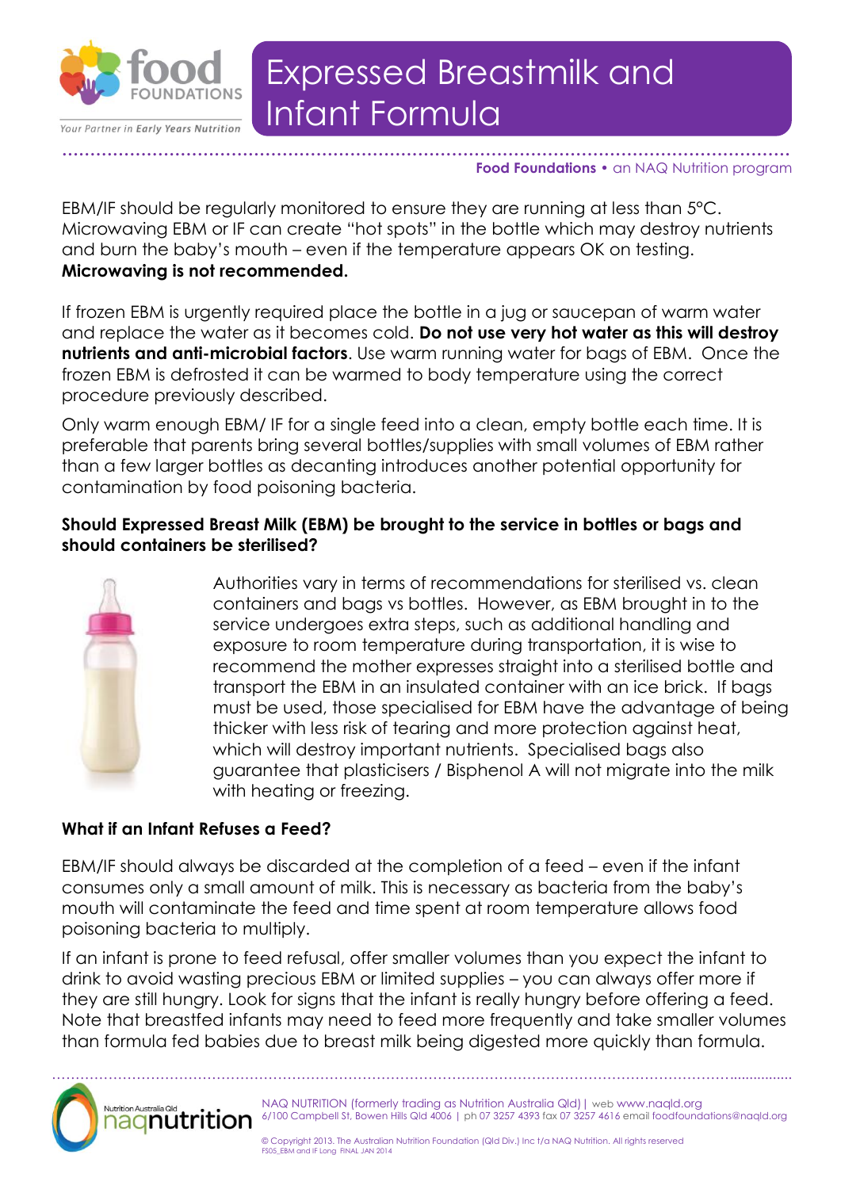# Expressed Breastmilk and Infant Formula

EBM/IF should be regularly monitored to ensure they are running at less than 5°C. Microwaving EBM or IF can create "hot spots" in the bottle which may destroy nutrients and burn the baby's mouth – even if the temperature appears OK on testing. **Microwaving is not recommended.**

If frozen EBM is urgently required place the bottle in a jug or saucepan of warm water and replace the water as it becomes cold. **Do not use very hot water as this will destroy nutrients and anti-microbial factors**. Use warm running water for bags of EBM. Once the frozen EBM is defrosted it can be warmed to body temperature using the correct procedure previously described.

Only warm enough EBM/ IF for a single feed into a clean, empty bottle each time. It is preferable that parents bring several bottles/supplies with small volumes of EBM rather than a few larger bottles as decanting introduces another potential opportunity for contamination by food poisoning bacteria.

### Should Expressed Breast Milk (EBM) be brought to the service in bottles or bags and should containers be sterilised?

Authorities vary in terms of recommendations for sterilised vs. clean containers and bags vs bottles. However, as EBM brought in to the service undergoes extra steps, such as additional handling and exposure to room temperature during transportation, it is wise to recommend the mother expresses straight into a sterilised bottle and transport the EBM in an insulated container with an ice brick. If bags must be used, those specialised for EBM have the advantage of being thicker with less risk of tearing and more protection against heat, which will destroy important nutrients. Specialised bags also guarantee that plasticisers / Bisphenol A will not migrate into the milk with heating or freezing.

### What if an Infant Refuses a Feed?

EBM/IF should always be discarded at the completion of a feed – even if the infant consumes only a small amount of milk. This is necessary as bacteria from the baby's mouth will contaminate the feed and time spent at room temperature allows food poisoning bacteria to multiply.

If an infant is prone to feed refusal, offer smaller volumes than you expect the infant to drink to avoid wasting precious EBM or limited supplies – you can always offer more if they are still hungry. Look for signs that the infant is really hungry before offering a feed. Note that breastfed infants may need to feed more frequently and take smaller volumes than formula fed babies due to breast milk being digested more quickly than formula.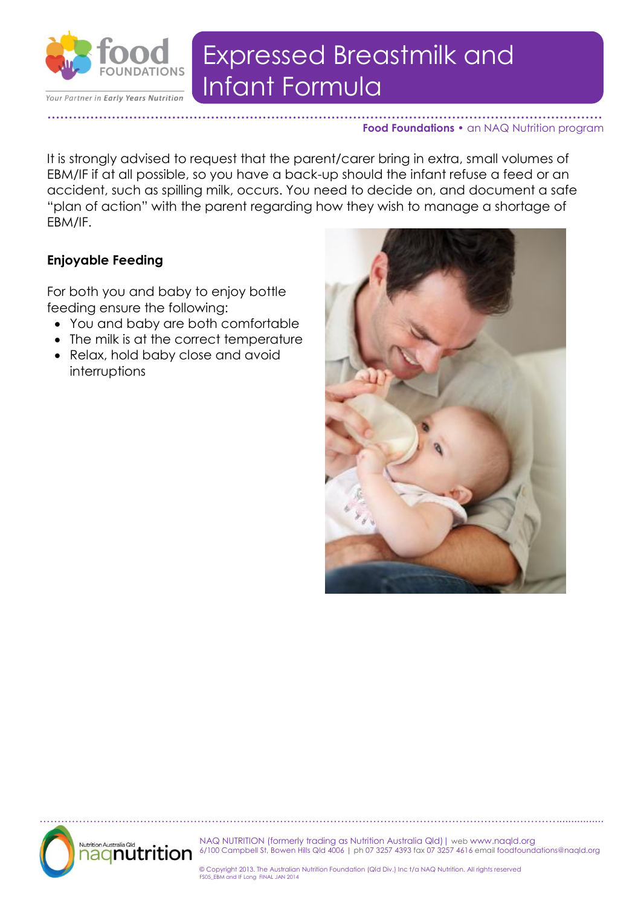It is strongly advised to request that the parent/carer bring in extra, small volumes of EBM/IF if at all possible, so you have a back-up should the infant refuse a feed or an accident, such as spilling milk, occurs. You need to decide on, and document a safe "plan of action" with the parent regarding how they wish to manage a shortage of EBM/IF.

## Enjoyable Feeding

For both you and baby to enjoy bottle feeding ensure the following:

- You and baby are both comfortable
- The milk is at the correct temperature
- Relax, hold baby close and avoid interruptions